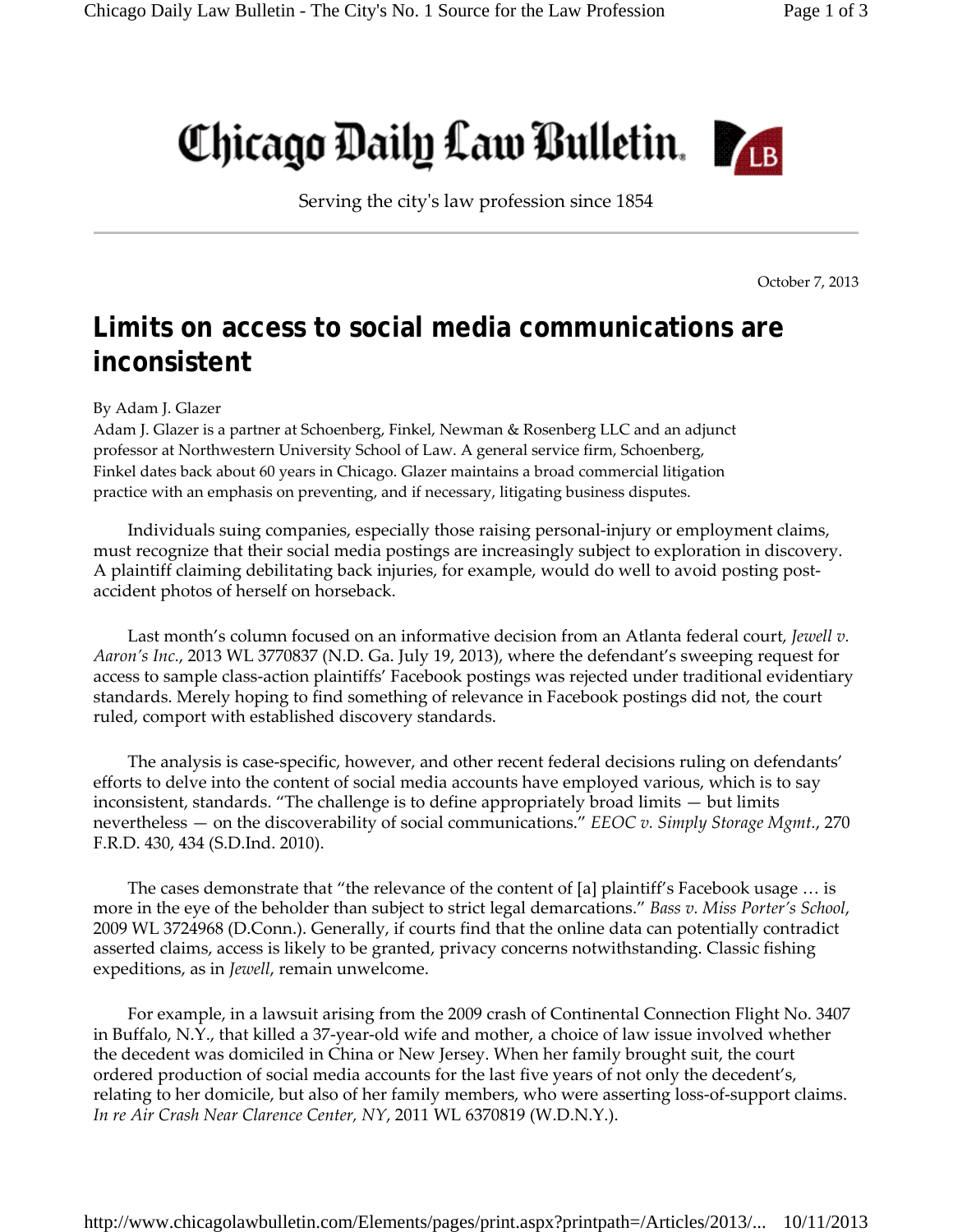# Chicago Daily Law Bulletin

Serving the city's law profession since 1854

October 7, 2013

## Limits on access to social media communications are inconsistent

By Adam J. Glazer

Adam J. Glazer is a partner at Schoenberg, Finkel, Newman & Rosenberg LLC and an adjunct professor at Northwestern University School of Law. A general service firm, Schoenberg, Finkel dates back about 60 years in Chicago. Glazer maintains a broad commercial litigation practice with an emphasis on preventing, and if necessary, litigating business disputes.

Individuals suing companies, especially those raising personal-injury or employment claims, must recognize that their social media postings are increasingly subject to exploration in discovery. A plaintiff claiming debilitating back injuries, for example, would do well to avoid posting post-accident photos of herself on horseback.

Last month's column focused on an informative decision from an Atlanta federal court, *Jewell v. Aaron's Inc.*, 2013 WL 3770837 (N.D. Ga. July 19, 2013), where the defendant's sweeping request for access to sample class-action plaintiffs' Facebook postings was rejected under traditional evidentiary standards. Merely hoping to find something of relevance in Facebook postings did not, the court ruled, comport with established discovery standards.

The analysis is case-specific, however, and other recent federal decisions ruling on defendants' efforts to delve into the content of social media accounts have employed various, which is to say inconsistent, standards. "The challenge is to define appropriately broad limits — but limits nevertheless — on the discoverability of social communications." *EEOC v. Simply Storage Mgmt.*, 270 F.R.D. 430, 434 (S.D.Ind. 2010).

The cases demonstrate that "the relevance of the content of [a] plaintiff's Facebook usage … is more in the eye of the beholder than subject to strict legal demarcations." *Bass v. Miss Porter's School*, 2009 WL 3724968 (D.Conn.). Generally, if courts find that the online data can potentially contradict asserted claims, access is likely to be granted, privacy concerns notwithstanding. Classic fishing expeditions, as in *Jewell*, remain unwelcome.

For example, in a lawsuit arising from the 2009 crash of Continental Connection Flight No. 3407 in Buffalo, N.Y., that killed a 37-year-old wife and mother, a choice of law issue involved whether the decedent was domiciled in China or New Jersey. When her family brought suit, the court ordered production of social media accounts for the last five years of not only the decedent's, relating to her domicile, but also of her family members, who were asserting loss-of-support claims. *In re Air Crash Near Clarence Center, NY*, 2011 WL 6370819 (W.D.N.Y.).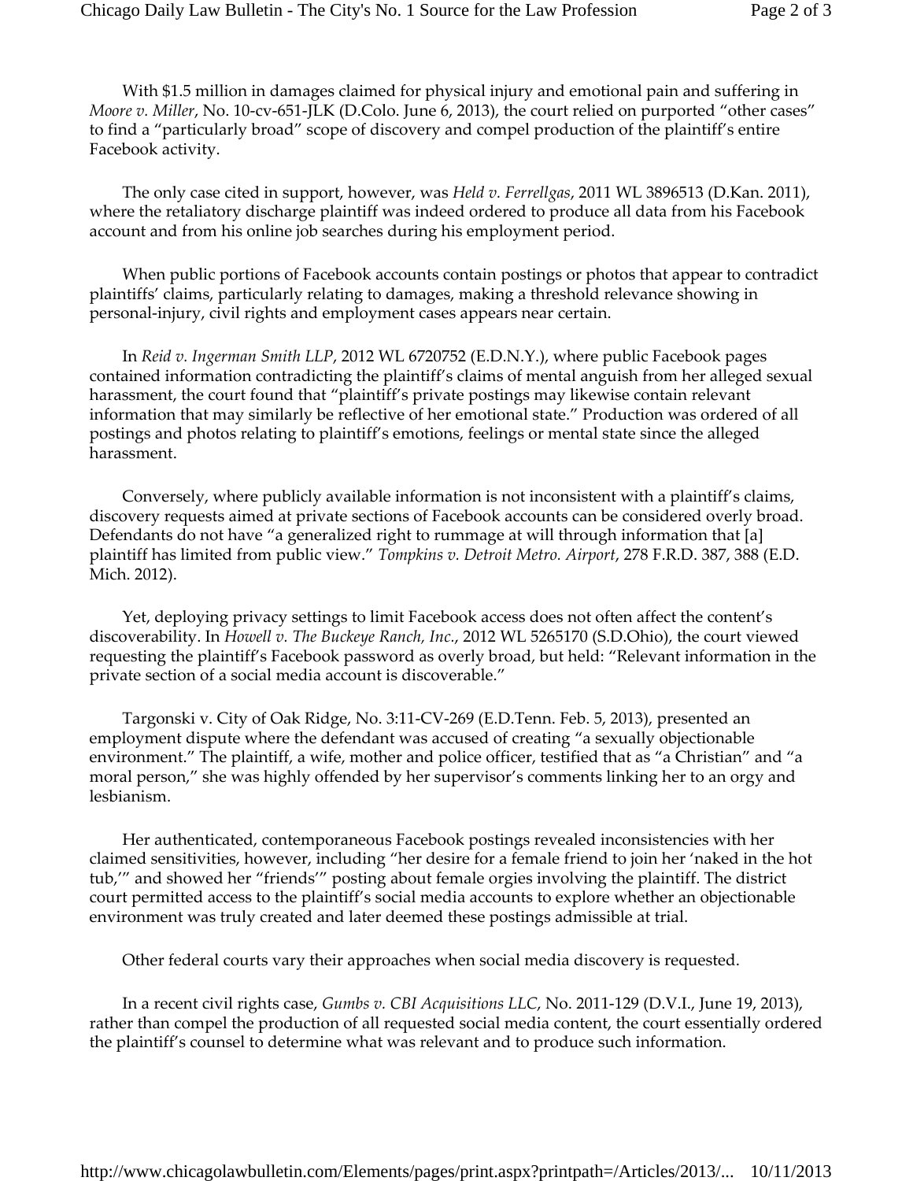With $1.5 million in damages claimed for physical injury and emotional pain and suffering in *Moore v. Miller*, No. 10-cv-651-JLK (D.Colo. June 6, 2013), the court relied on purported "other cases" to find a "particularly broad" scope of discovery and compel production of the plaintiff's entire Facebook activity.

The only case cited in support, however, was *Held v. Ferrellgas*, 2011 WL 3896513 (D.Kan. 2011), where the retaliatory discharge plaintiff was indeed ordered to produce all data from his Facebook account and from his online job searches during his employment period.

When public portions of Facebook accounts contain postings or photos that appear to contradict plaintiffs' claims, particularly relating to damages, making a threshold relevance showing in personal-injury, civil rights and employment cases appears near certain.

In *Reid v. Ingerman Smith LLP*, 2012 WL 6720752 (E.D.N.Y.), where public Facebook pages contained information contradicting the plaintiff's claims of mental anguish from her alleged sexual harassment, the court found that "plaintiff's private postings may likewise contain relevant information that may similarly be reflective of her emotional state." Production was ordered of all postings and photos relating to plaintiff's emotions, feelings or mental state since the alleged harassment.

Conversely, where publicly available information is not inconsistent with a plaintiff's claims, discovery requests aimed at private sections of Facebook accounts can be considered overly broad. Defendants do not have "a generalized right to rummage at will through information that [a] plaintiff has limited from public view." *Tompkins v. Detroit Metro. Airport*, 278 F.R.D. 387, 388 (E.D. Mich. 2012).

Yet, deploying privacy settings to limit Facebook access does not often affect the content's discoverability. In *Howell v. The Buckeye Ranch, Inc.*, 2012 WL 5265170 (S.D.Ohio), the court viewed requesting the plaintiff's Facebook password as overly broad, but held: "Relevant information in the private section of a social media account is discoverable."

Targonski v. City of Oak Ridge, No. 3:11-CV-269 (E.D.Tenn. Feb. 5, 2013), presented an employment dispute where the defendant was accused of creating "a sexually objectionable environment." The plaintiff, a wife, mother and police officer, testified that as "a Christian" and "a moral person," she was highly offended by her supervisor's comments linking her to an orgy and lesbianism.

Her authenticated, contemporaneous Facebook postings revealed inconsistencies with her claimed sensitivities, however, including "her desire for a female friend to join her 'naked in the hot tub,'" and showed her "friends'" posting about female orgies involving the plaintiff. The district court permitted access to the plaintiff's social media accounts to explore whether an objectionable environment was truly created and later deemed these postings admissible at trial.

Other federal courts vary their approaches when social media discovery is requested.

In a recent civil rights case, *Gumbs v. CBI Acquisitions LLC*, No. 2011-129 (D.V.I., June 19, 2013), rather than compel the production of all requested social media content, the court essentially ordered the plaintiff's counsel to determine what was relevant and to produce such information.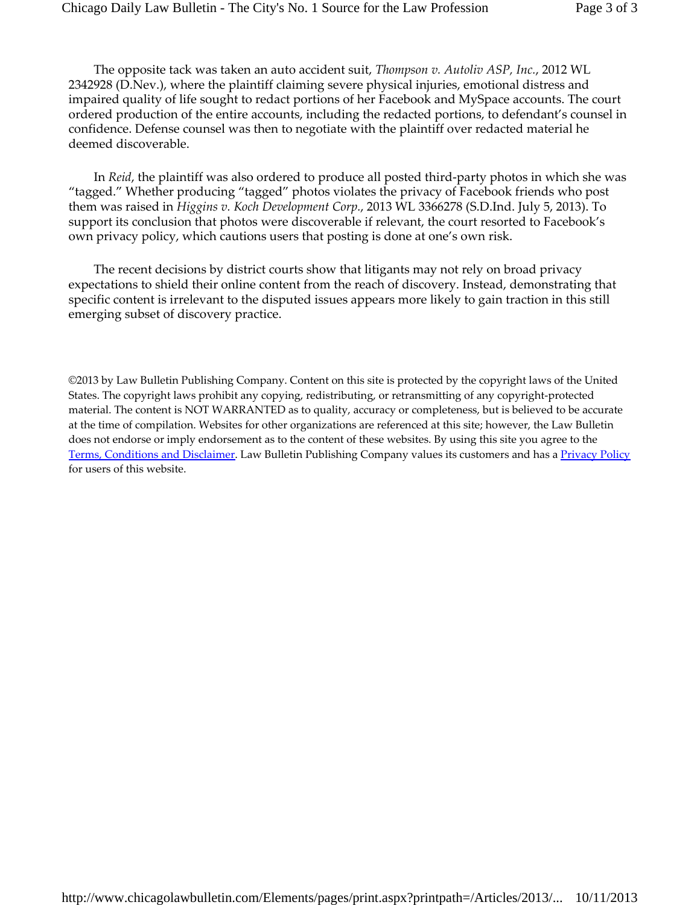The opposite tack was taken an auto accident suit, *Thompson v. Autoliv ASP, Inc.*, 2012 WL 2342928 (D.Nev.), where the plaintiff claiming severe physical injuries, emotional distress and impaired quality of life sought to redact portions of her Facebook and MySpace accounts. The court ordered production of the entire accounts, including the redacted portions, to defendant's counsel in confidence. Defense counsel was then to negotiate with the plaintiff over redacted material he deemed discoverable.

In *Reid*, the plaintiff was also ordered to produce all posted third-party photos in which she was "tagged." Whether producing "tagged" photos violates the privacy of Facebook friends who post them was raised in *Higgins v. Koch Development Corp.*, 2013 WL 3366278 (S.D.Ind. July 5, 2013). To support its conclusion that photos were discoverable if relevant, the court resorted to Facebook's own privacy policy, which cautions users that posting is done at one's own risk.

The recent decisions by district courts show that litigants may not rely on broad privacy expectations to shield their online content from the reach of discovery. Instead, demonstrating that specific content is irrelevant to the disputed issues appears more likely to gain traction in this still emerging subset of discovery practice.

©2013 by Law Bulletin Publishing Company. Content on this site is protected by the copyright laws of the United States. The copyright laws prohibit any copying, redistributing, or retransmitting of any copyright-protected material. The content is NOT WARRANTED as to quality, accuracy or completeness, but is believed to be accurate at the time of compilation. Websites for other organizations are referenced at this site; however, the Law Bulletin does not endorse or imply endorsement as to the content of these websites. By using this site you agree to the Terms, Conditions and Disclaimer. Law Bulletin Publishing Company values its customers and has a Privacy Policy for users of this website.